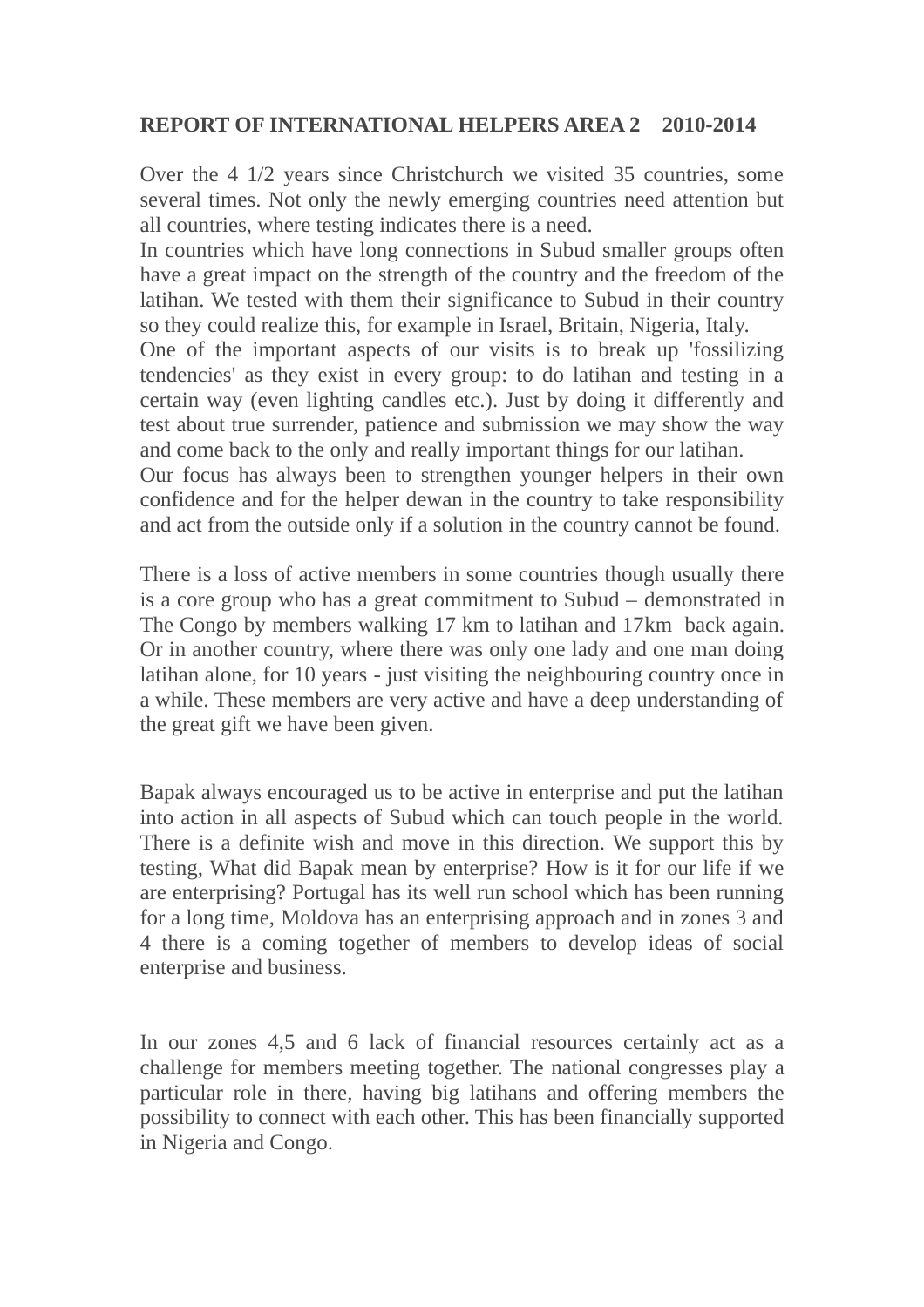**REPORT OF INTERNATIONAL HELPERS AREA 2 2010-2014**

Over the 4 1/2 years since Christchurch we visited 35 countries, some several times. Not only the newly emerging countries need attention but all countries, where testing indicates there is a need.
In countries which have long connections in Subud smaller groups often have a great impact on the strength of the country and the freedom of the latihan. We tested with them their significance to Subud in their country so they could realize this, for example in Israel, Britain, Nigeria, Italy.
One of the important aspects of our visits is to break up 'fossilizing tendencies' as they exist in every group: to do latihan and testing in a certain way (even lighting candles etc.). Just by doing it differently and test about true surrender, patience and submission we may show the way and come back to the only and really important things for our latihan.
Our focus has always been to strengthen younger helpers in their own confidence and for the helper dewan in the country to take responsibility and act from the outside only if a solution in the country cannot be found.

There is a loss of active members in some countries though usually there is a core group who has a great commitment to Subud – demonstrated in The Congo by members walking 17 km to latihan and 17km back again. Or in another country, where there was only one lady and one man doing latihan alone, for 10 years - just visiting the neighbouring country once in a while. These members are very active and have a deep understanding of the great gift we have been given.

Bapak always encouraged us to be active in enterprise and put the latihan into action in all aspects of Subud which can touch people in the world. There is a definite wish and move in this direction. We support this by testing, What did Bapak mean by enterprise? How is it for our life if we are enterprising? Portugal has its well run school which has been running for a long time, Moldova has an enterprising approach and in zones 3 and 4 there is a coming together of members to develop ideas of social enterprise and business.

In our zones 4,5 and 6 lack of financial resources certainly act as a challenge for members meeting together. The national congresses play a particular role in there, having big latihans and offering members the possibility to connect with each other. This has been financially supported in Nigeria and Congo.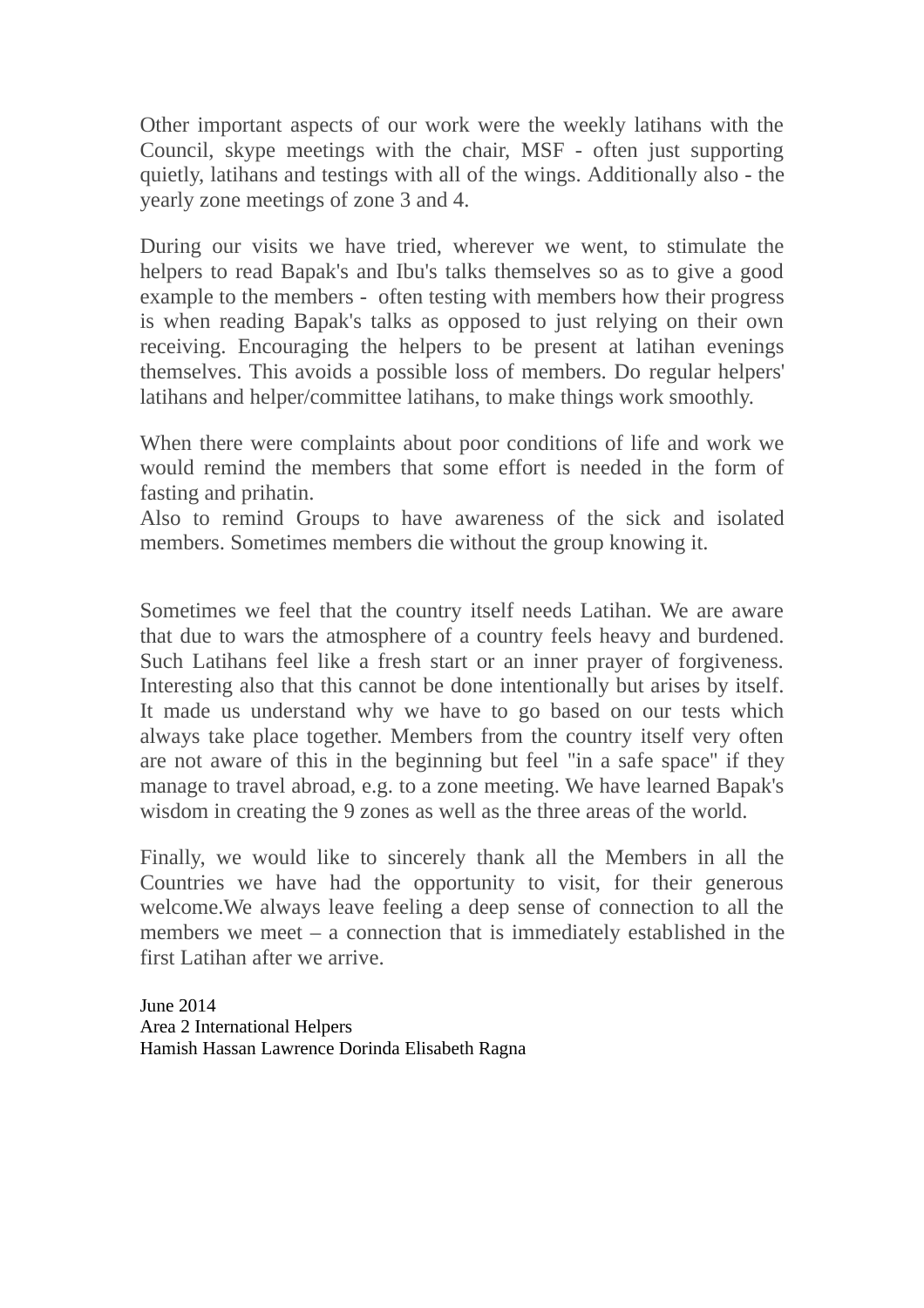Other important aspects of our work were the weekly latihans with the Council, skype meetings with the chair, MSF - often just supporting quietly, latihans and testings with all of the wings. Additionally also - the yearly zone meetings of zone 3 and 4.

During our visits we have tried, wherever we went, to stimulate the helpers to read Bapak's and Ibu's talks themselves so as to give a good example to the members - often testing with members how their progress is when reading Bapak's talks as opposed to just relying on their own receiving. Encouraging the helpers to be present at latihan evenings themselves. This avoids a possible loss of members. Do regular helpers' latihans and helper/committee latihans, to make things work smoothly.

When there were complaints about poor conditions of life and work we would remind the members that some effort is needed in the form of fasting and prihatin.
Also to remind Groups to have awareness of the sick and isolated members. Sometimes members die without the group knowing it.

Sometimes we feel that the country itself needs Latihan. We are aware that due to wars the atmosphere of a country feels heavy and burdened. Such Latihans feel like a fresh start or an inner prayer of forgiveness. Interesting also that this cannot be done intentionally but arises by itself. It made us understand why we have to go based on our tests which always take place together. Members from the country itself very often are not aware of this in the beginning but feel "in a safe space" if they manage to travel abroad, e.g. to a zone meeting. We have learned Bapak's wisdom in creating the 9 zones as well as the three areas of the world.

Finally, we would like to sincerely thank all the Members in all the Countries we have had the opportunity to visit, for their generous welcome.We always leave feeling a deep sense of connection to all the members we meet – a connection that is immediately established in the first Latihan after we arrive.

June 2014
Area 2 International Helpers
Hamish Hassan Lawrence Dorinda Elisabeth Ragna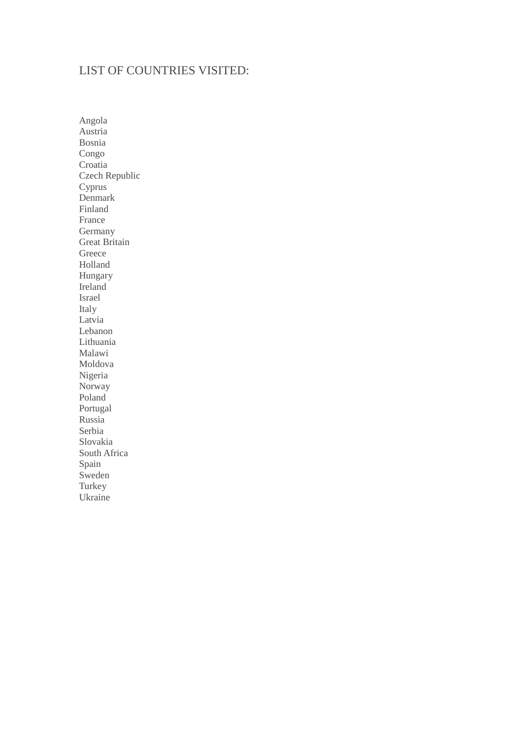# LIST OF COUNTRIES VISITED:

Angola
Austria
Bosnia
Congo
Croatia
Czech Republic
Cyprus
Denmark
Finland
France
Germany
Great Britain
Greece
Holland
Hungary
Ireland
Israel
Italy
Latvia
Lebanon
Lithuania
Malawi
Moldova
Nigeria
Norway
Poland
Portugal
Russia
Serbia
Slovakia
South Africa
Spain
Sweden
Turkey
Ukraine